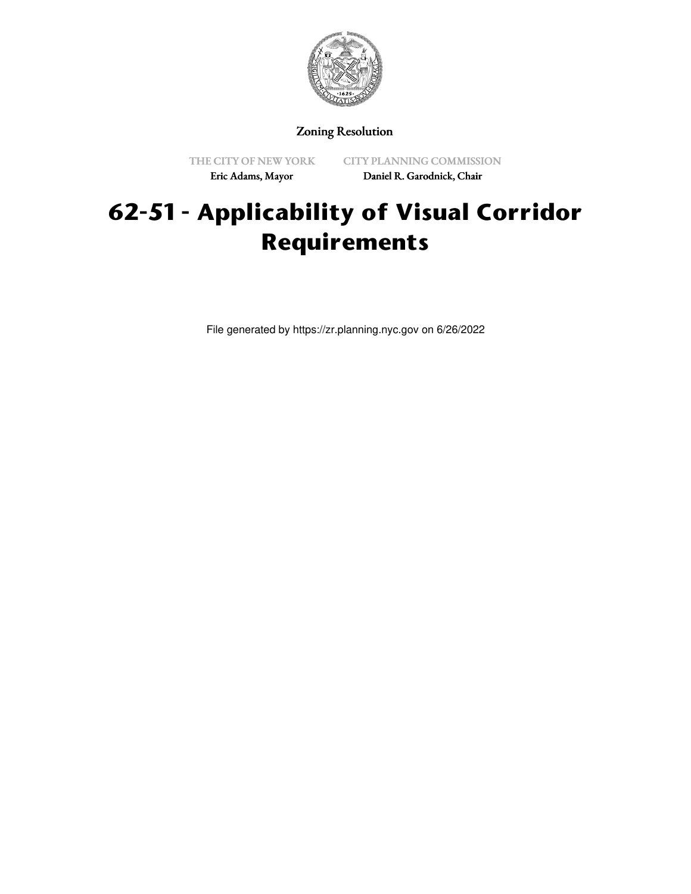Zoning Resolution

THE CITY OF NEW YORK
Eric Adams, Mayor

CITY PLANNING COMMISSION
Daniel R. Garodnick, Chair

# 62-51 - Applicability of Visual Corridor Requirements

File generated by https://zr.planning.nyc.gov on 6/26/2022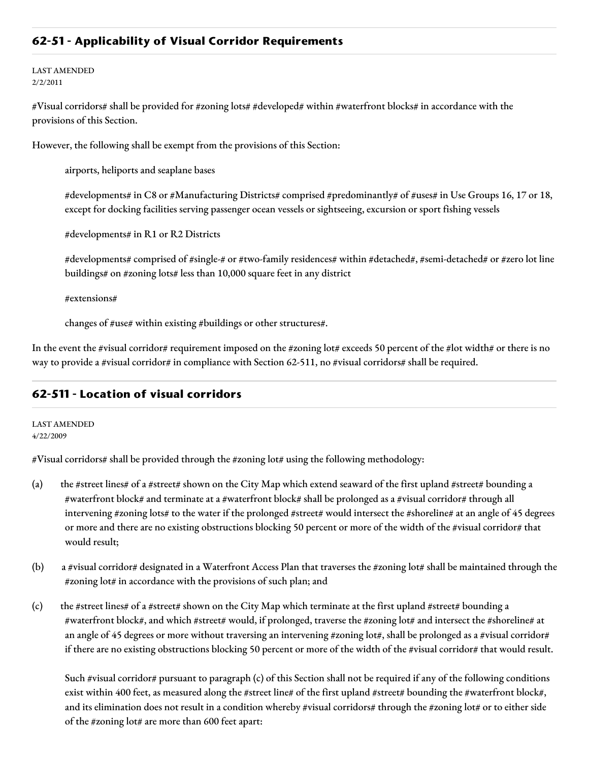## 62-51 - Applicability of Visual Corridor Requirements

LAST AMENDED
2/2/2011

#Visual corridors# shall be provided for #zoning lots# #developed# within #waterfront blocks# in accordance with the provisions of this Section.

However, the following shall be exempt from the provisions of this Section:

airports, heliports and seaplane bases

#developments# in C8 or #Manufacturing Districts# comprised #predominantly# of #uses# in Use Groups 16, 17 or 18, except for docking facilities serving passenger ocean vessels or sightseeing, excursion or sport fishing vessels

#developments# in R1 or R2 Districts

#developments# comprised of #single-# or #two-family residences# within #detached#, #semi-detached# or #zero lot line buildings# on #zoning lots# less than 10,000 square feet in any district

#extensions#

changes of #use# within existing #buildings or other structures#.

In the event the #visual corridor# requirement imposed on the #zoning lot# exceeds 50 percent of the #lot width# or there is no way to provide a #visual corridor# in compliance with Section 62-511, no #visual corridors# shall be required.

## 62-511 - Location of visual corridors

LAST AMENDED
4/22/2009

#Visual corridors# shall be provided through the #zoning lot# using the following methodology:

(a) the #street lines# of a #street# shown on the City Map which extend seaward of the first upland #street# bounding a #waterfront block# and terminate at a #waterfront block# shall be prolonged as a #visual corridor# through all intervening #zoning lots# to the water if the prolonged #street# would intersect the #shoreline# at an angle of 45 degrees or more and there are no existing obstructions blocking 50 percent or more of the width of the #visual corridor# that would result;

(b) a #visual corridor# designated in a Waterfront Access Plan that traverses the #zoning lot# shall be maintained through the #zoning lot# in accordance with the provisions of such plan; and

(c) the #street lines# of a #street# shown on the City Map which terminate at the first upland #street# bounding a #waterfront block#, and which #street# would, if prolonged, traverse the #zoning lot# and intersect the #shoreline# at an angle of 45 degrees or more without traversing an intervening #zoning lot#, shall be prolonged as a #visual corridor# if there are no existing obstructions blocking 50 percent or more of the width of the #visual corridor# that would result.

Such #visual corridor# pursuant to paragraph (c) of this Section shall not be required if any of the following conditions exist within 400 feet, as measured along the #street line# of the first upland #street# bounding the #waterfront block#, and its elimination does not result in a condition whereby #visual corridors# through the #zoning lot# or to either side of the #zoning lot# are more than 600 feet apart: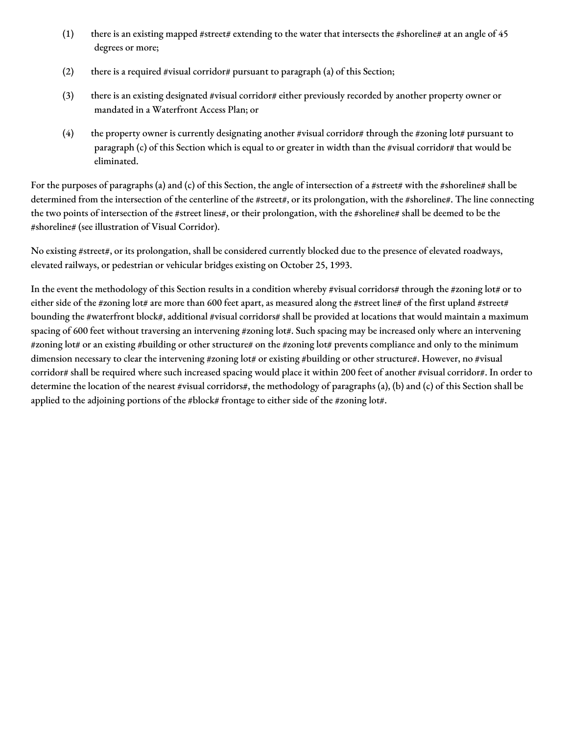(1) there is an existing mapped #street# extending to the water that intersects the #shoreline# at an angle of 45 degrees or more;

(2) there is a required #visual corridor# pursuant to paragraph (a) of this Section;

(3) there is an existing designated #visual corridor# either previously recorded by another property owner or mandated in a Waterfront Access Plan; or

(4) the property owner is currently designating another #visual corridor# through the #zoning lot# pursuant to paragraph (c) of this Section which is equal to or greater in width than the #visual corridor# that would be eliminated.

For the purposes of paragraphs (a) and (c) of this Section, the angle of intersection of a #street# with the #shoreline# shall be determined from the intersection of the centerline of the #street#, or its prolongation, with the #shoreline#. The line connecting the two points of intersection of the #street lines#, or their prolongation, with the #shoreline# shall be deemed to be the #shoreline# (see illustration of Visual Corridor).

No existing #street#, or its prolongation, shall be considered currently blocked due to the presence of elevated roadways, elevated railways, or pedestrian or vehicular bridges existing on October 25, 1993.

In the event the methodology of this Section results in a condition whereby #visual corridors# through the #zoning lot# or to either side of the #zoning lot# are more than 600 feet apart, as measured along the #street line# of the first upland #street# bounding the #waterfront block#, additional #visual corridors# shall be provided at locations that would maintain a maximum spacing of 600 feet without traversing an intervening #zoning lot#. Such spacing may be increased only where an intervening #zoning lot# or an existing #building or other structure# on the #zoning lot# prevents compliance and only to the minimum dimension necessary to clear the intervening #zoning lot# or existing #building or other structure#. However, no #visual corridor# shall be required where such increased spacing would place it within 200 feet of another #visual corridor#. In order to determine the location of the nearest #visual corridors#, the methodology of paragraphs (a), (b) and (c) of this Section shall be applied to the adjoining portions of the #block# frontage to either side of the #zoning lot#.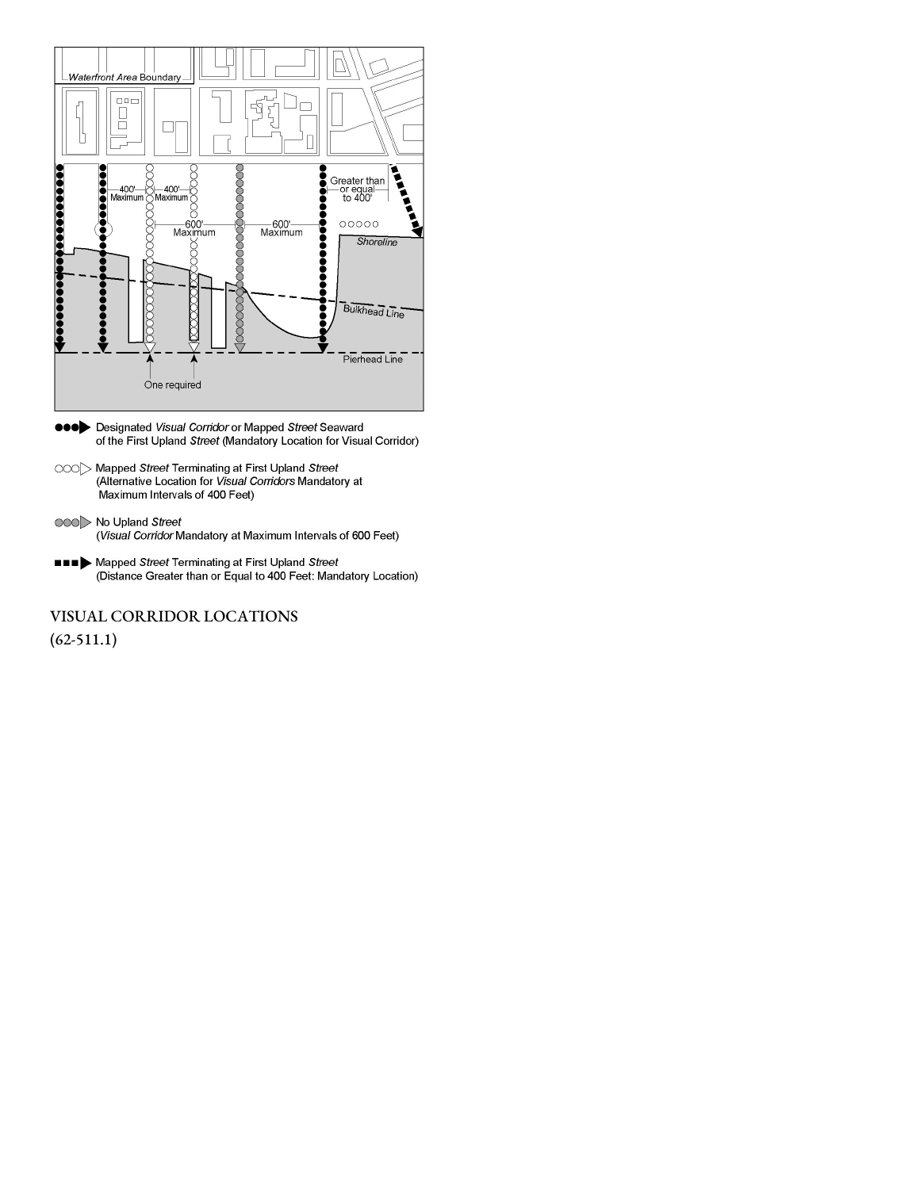Waterfront Area Boundary

400' Maximum

400' Maximum

600' Maximum

600' Maximum

Greater than or equal to 400'

Shoreline

Bulkhead Line

Pierhead Line

One required

●●●▶ Designated *Visual Corridor* or Mapped *Street* Seaward of the First Upland *Street* (Mandatory Location for Visual Corridor)

○○○▷ Mapped *Street* Terminating at First Upland *Street* (Alternative Location for *Visual Corridors* Mandatory at Maximum Intervals of 400 Feet)

●●●▷ No Upland *Street* (*Visual Corridor* Mandatory at Maximum Intervals of 600 Feet)

■■■▶ Mapped *Street* Terminating at First Upland *Street* (Distance Greater than or Equal to 400 Feet: Mandatory Location)

VISUAL CORRIDOR LOCATIONS

(62-511.1)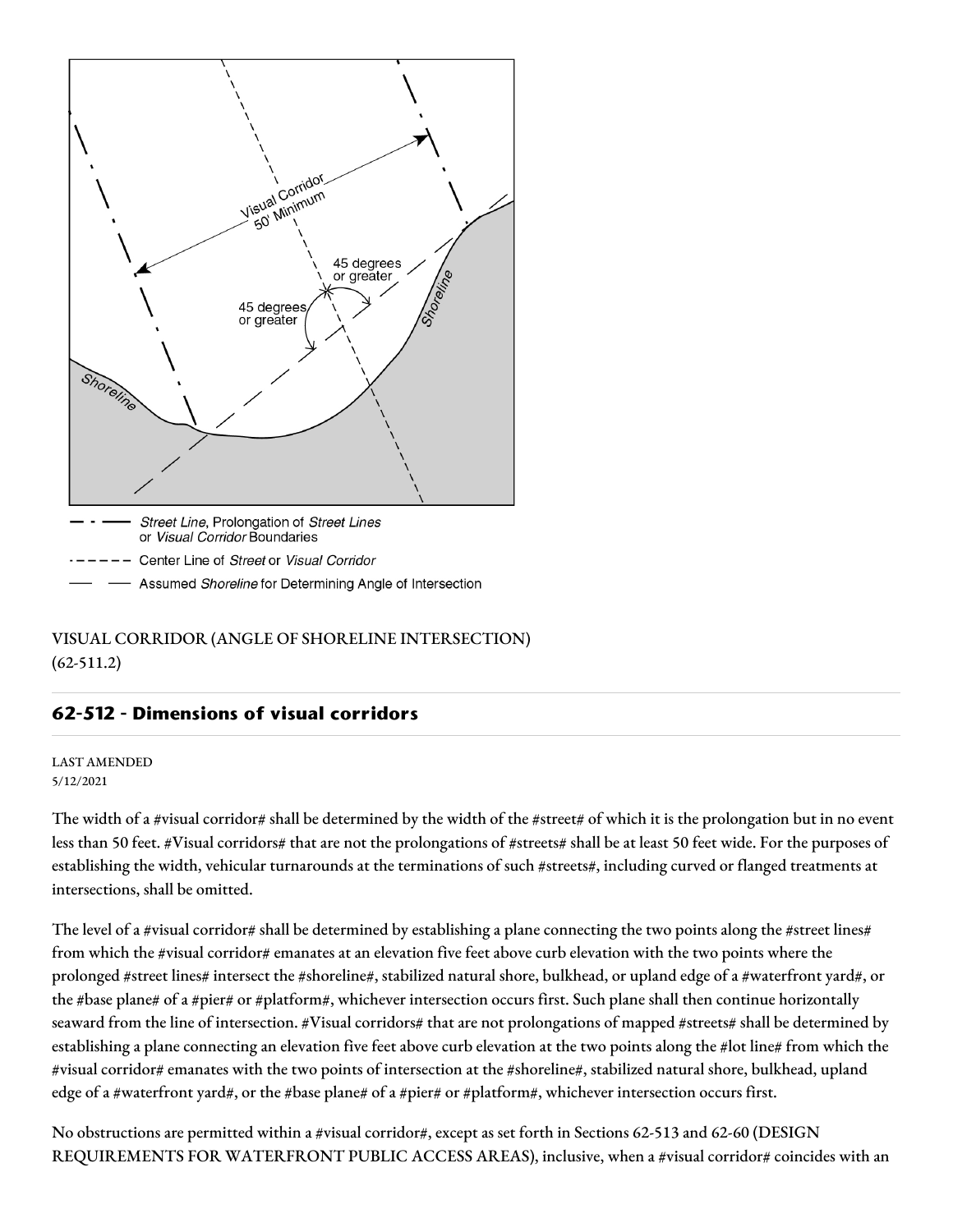Street Line, Prolongation of Street Lines or Visual Corridor Boundaries

Center Line of Street or Visual Corridor

Assumed Shoreline for Determining Angle of Intersection

VISUAL CORRIDOR (ANGLE OF SHORELINE INTERSECTION) (62-511.2)

## 62-512 - Dimensions of visual corridors

LAST AMENDED
5/12/2021

The width of a #visual corridor# shall be determined by the width of the #street# of which it is the prolongation but in no event less than 50 feet. #Visual corridors# that are not the prolongations of #streets# shall be at least 50 feet wide. For the purposes of establishing the width, vehicular turnarounds at the terminations of such #streets#, including curved or flanged treatments at intersections, shall be omitted.

The level of a #visual corridor# shall be determined by establishing a plane connecting the two points along the #street lines# from which the #visual corridor# emanates at an elevation five feet above curb elevation with the two points where the prolonged #street lines# intersect the #shoreline#, stabilized natural shore, bulkhead, or upland edge of a #waterfront yard#, or the #base plane# of a #pier# or #platform#, whichever intersection occurs first. Such plane shall then continue horizontally seaward from the line of intersection. #Visual corridors# that are not prolongations of mapped #streets# shall be determined by establishing a plane connecting an elevation five feet above curb elevation at the two points along the #lot line# from which the #visual corridor# emanates with the two points of intersection at the #shoreline#, stabilized natural shore, bulkhead, upland edge of a #waterfront yard#, or the #base plane# of a #pier# or #platform#, whichever intersection occurs first.

No obstructions are permitted within a #visual corridor#, except as set forth in Sections 62-513 and 62-60 (DESIGN REQUIREMENTS FOR WATERFRONT PUBLIC ACCESS AREAS), inclusive, when a #visual corridor# coincides with an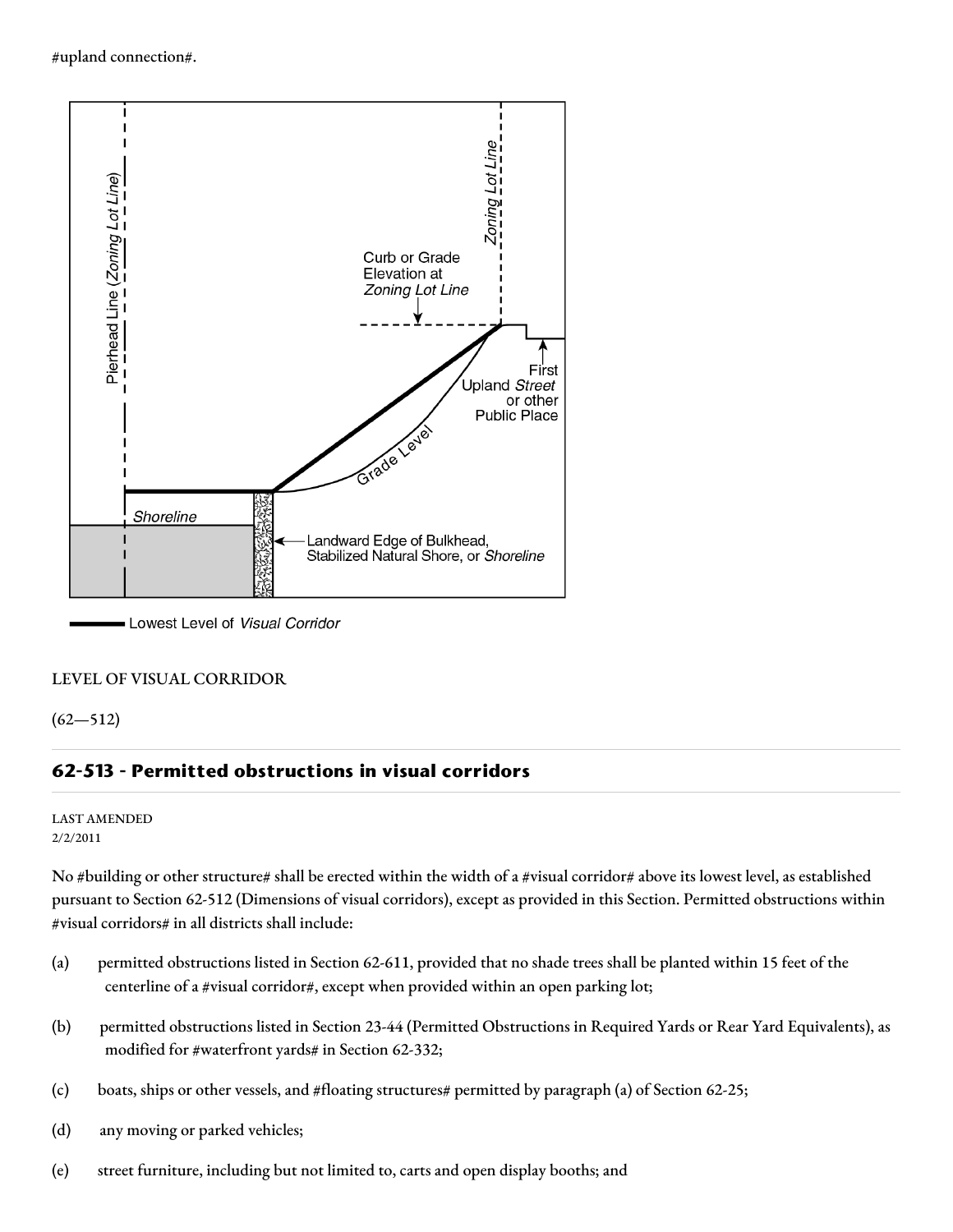#upland connection#.

LEVEL OF VISUAL CORRIDOR

(62—512)

## 62-513 - Permitted obstructions in visual corridors

LAST AMENDED
2/2/2011

No #building or other structure# shall be erected within the width of a #visual corridor# above its lowest level, as established pursuant to Section 62-512 (Dimensions of visual corridors), except as provided in this Section. Permitted obstructions within #visual corridors# in all districts shall include:

(a) permitted obstructions listed in Section 62-611, provided that no shade trees shall be planted within 15 feet of the centerline of a #visual corridor#, except when provided within an open parking lot;

(b) permitted obstructions listed in Section 23-44 (Permitted Obstructions in Required Yards or Rear Yard Equivalents), as modified for #waterfront yards# in Section 62-332;

(c) boats, ships or other vessels, and #floating structures# permitted by paragraph (a) of Section 62-25;

(d) any moving or parked vehicles;

(e) street furniture, including but not limited to, carts and open display booths; and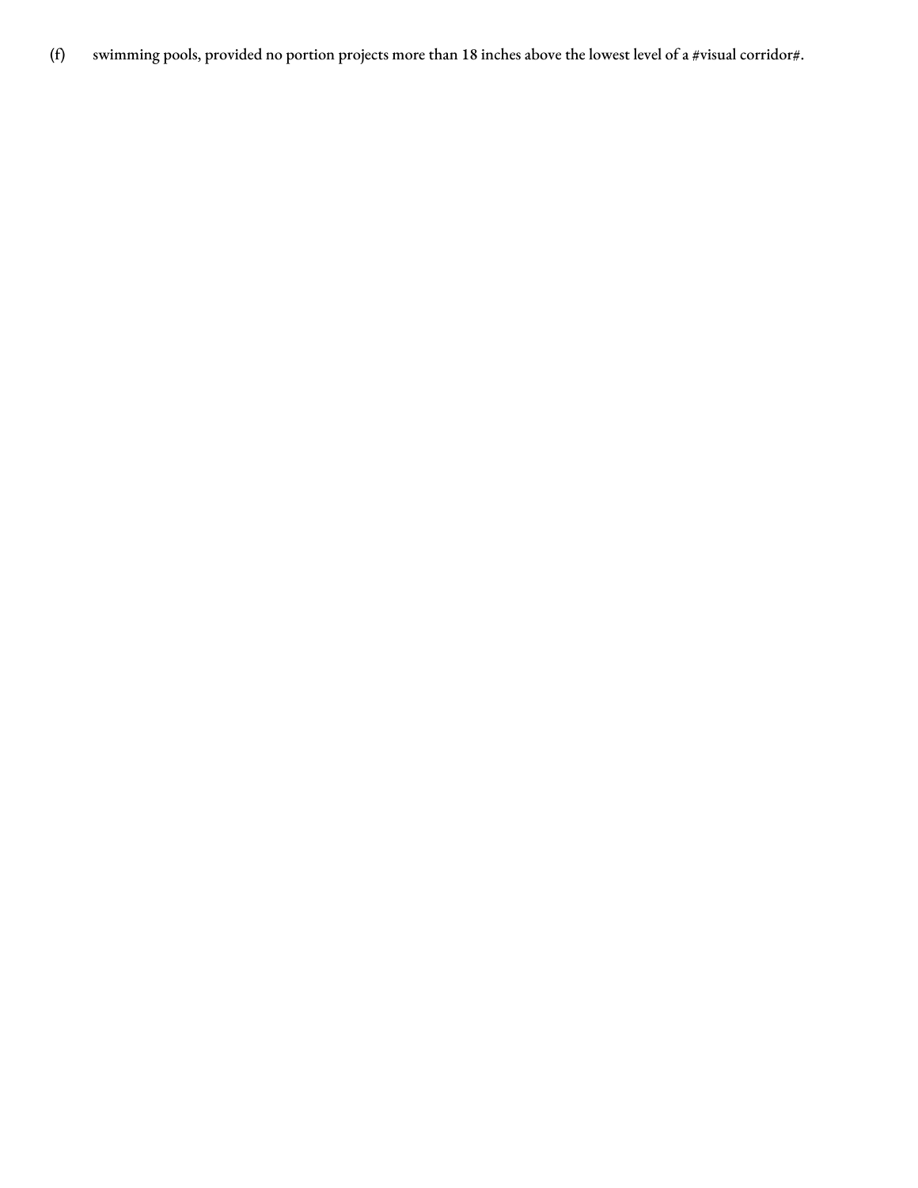(f) swimming pools, provided no portion projects more than 18 inches above the lowest level of a #visual corridor#.